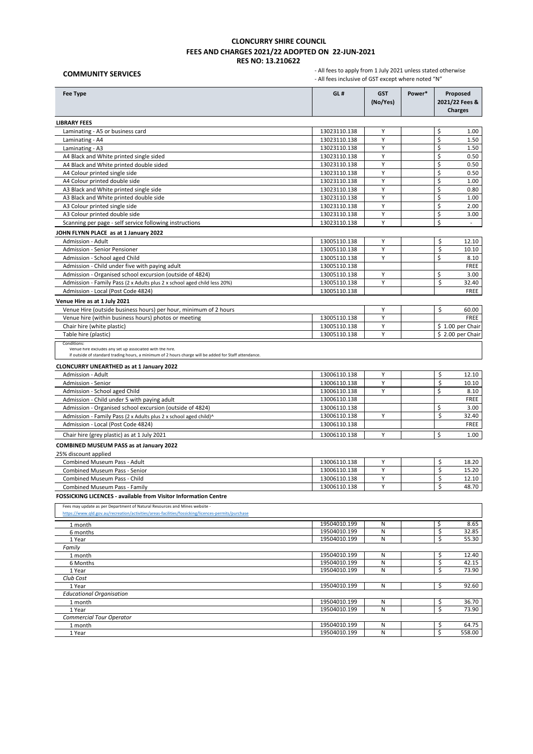# CLONCURRY SHIRE COUNCIL
## FEES AND CHARGES 2021/22 ADOPTED ON 22-JUN-2021
## RES NO: 13.210622

**COMMUNITY SERVICES**

- All fees to apply from 1 July 2021 unless stated otherwise
- All fees inclusive of GST except where noted "N"

| Fee Type | GL # | GST (No/Yes) | Power* | Proposed 2021/22 Fees & Charges |
|---|---|---|---|---|
| **LIBRARY FEES** | | | | |
| Laminating - A5 or business card | 13023110.138 | Y | | $ 1.00 |
| Laminating - A4 | 13023110.138 | Y | | $ 1.50 |
| Laminating - A3 | 13023110.138 | Y | | $ 1.50 |
| A4 Black and White printed single sided | 13023110.138 | Y | | $ 0.50 |
| A4 Black and White printed double sided | 13023110.138 | Y | | $ 0.50 |
| A4 Colour printed single side | 13023110.138 | Y | | $ 0.50 |
| A4 Colour printed double side | 13023110.138 | Y | | $ 1.00 |
| A3 Black and White printed single side | 13023110.138 | Y | | $ 0.80 |
| A3 Black and White printed double side | 13023110.138 | Y | | $ 1.00 |
| A3 Colour printed single side | 13023110.138 | Y | | $ 2.00 |
| A3 Colour printed double side | 13023110.138 | Y | | $ 3.00 |
| Scanning per page - self service following instructions | 13023110.138 | Y | | $ - |
| **JOHN FLYNN PLACE as at 1 January 2022** | | | | |
| Admission - Adult | 13005110.138 | Y | | $ 12.10 |
| Admission - Senior Pensioner | 13005110.138 | Y | | $ 10.10 |
| Admission - School aged Child | 13005110.138 | Y | | $ 8.10 |
| Admission - Child under five with paying adult | 13005110.138 | | | FREE |
| Admission - Organised school excursion (outside of 4824) | 13005110.138 | Y | | $ 3.00 |
| Admission - Family Pass (2 x Adults plus 2 x school aged child less 20%) | 13005110.138 | Y | | $ 32.40 |
| Admission - Local (Post Code 4824) | 13005110.138 | | | FREE |
| **Venue Hire as at 1 July 2021** | | | | |
| Venue Hire (outside business hours) per hour, minimum of 2 hours | | Y | | $ 60.00 |
| Venue hire (within business hours) photos or meeting | 13005110.138 | Y | | FREE |
| Chair hire (white plastic) | 13005110.138 | Y | | $ 1.00 per Chair |
| Table hire (plastic) | 13005110.138 | Y | | $ 2.00 per Chair |
| Conditions: Venue hire excludes any set up associated with the hire. If outside of standard trading hours, a minimum of 2 hours charge will be added for Staff attendance. | | | | |
| **CLONCURRY UNEARTHED as at 1 January 2022** | | | | |
| Admission - Adult | 13006110.138 | Y | | $ 12.10 |
| Admission - Senior | 13006110.138 | Y | | $ 10.10 |
| Admission - School aged Child | 13006110.138 | Y | | $ 8.10 |
| Admission - Child under 5 with paying adult | 13006110.138 | | | FREE |
| Admission - Organised school excursion (outside of 4824) | 13006110.138 | | | $ 3.00 |
| Admission - Family Pass (2 x Adults plus 2 x school aged child)^ | 13006110.138 | Y | | $ 32.40 |
| Admission - Local (Post Code 4824) | 13006110.138 | | | FREE |
| Chair hire (grey plastic) as at 1 July 2021 | 13006110.138 | Y | | $ 1.00 |
| **COMBINED MUSEUM PASS as at January 2022** | | | | |
| 25% discount applied | | | | |
| Combined Museum Pass - Adult | 13006110.138 | Y | | $ 18.20 |
| Combined Museum Pass - Senior | 13006110.138 | Y | | $ 15.20 |
| Combined Museum Pass - Child | 13006110.138 | Y | | $ 12.10 |
| Combined Museum Pass - Family | 13006110.138 | Y | | $ 48.70 |
| **FOSSICKING LICENCES - available from Visitor Information Centre** | | | | |
| Fees may update as per Department of Natural Resources and Mines website - https://www.qld.gov.au/recreation/activities/areas-facilities/fossicking/licences-permits/purchase | | | | |
| 1 month | 19504010.199 | N | | $ 8.65 |
| 6 months | 19504010.199 | N | | $ 32.85 |
| 1 Year | 19504010.199 | N | | $ 55.30 |
| *Family* | | | | |
| 1 month | 19504010.199 | N | | $ 12.40 |
| 6 Months | 19504010.199 | N | | $ 42.15 |
| 1 Year | 19504010.199 | N | | $ 73.90 |
| *Club Cost* | | | | |
| 1 Year | 19504010.199 | N | | $ 92.60 |
| *Educational Organisation* | | | | |
| 1 month | 19504010.199 | N | | $ 36.70 |
| 1 Year | 19504010.199 | N | | $ 73.90 |
| *Commercial Tour Operator* | | | | |
| 1 month | 19504010.199 | N | | $ 64.75 |
| 1 Year | 19504010.199 | N | | $ 558.00 |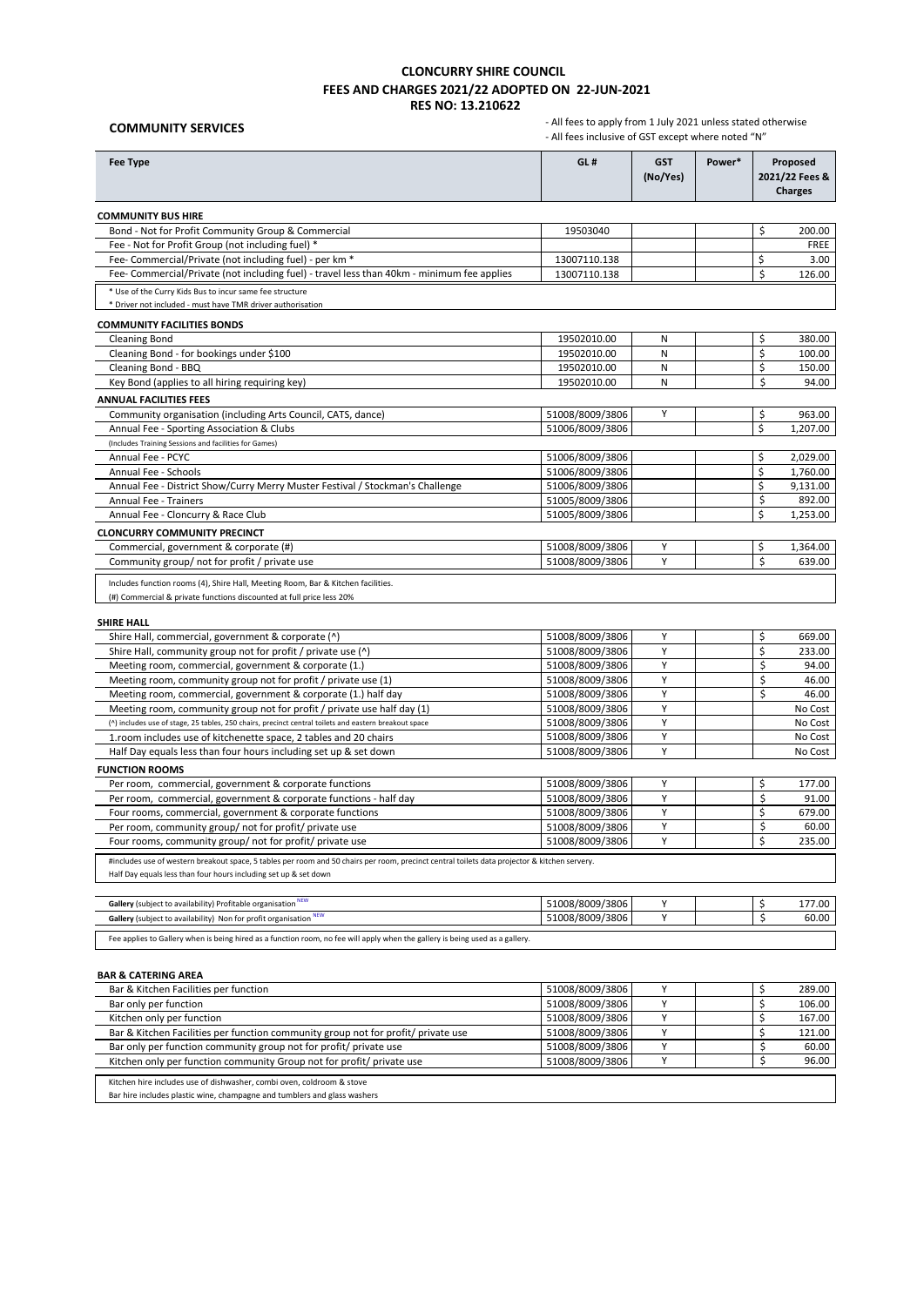# CLONCURRY SHIRE COUNCIL
## FEES AND CHARGES 2021/22 ADOPTED ON 22-JUN-2021
## RES NO: 13.210622

**COMMUNITY SERVICES**

- All fees to apply from 1 July 2021 unless stated otherwise
- All fees inclusive of GST except where noted "N"

| Fee Type | GL # | GST (No/Yes) | Power* | Proposed 2021/22 Fees & Charges |
|---|---|---|---|---|
| **COMMUNITY BUS HIRE** | | | | |
| Bond - Not for Profit Community Group & Commercial | 19503040 | | | $ 200.00 |
| Fee - Not for Profit Group (not including fuel) * | | | | FREE |
| Fee- Commercial/Private (not including fuel) - per km * | 13007110.138 | | | $ 3.00 |
| Fee- Commercial/Private (not including fuel) - travel less than 40km - minimum fee applies | 13007110.138 | | | $ 126.00 |
| * Use of the Curry Kids Bus to incur same fee structure | | | | |
| * Driver not included - must have TMR driver authorisation | | | | |
| **COMMUNITY FACILITIES BONDS** | | | | |
| Cleaning Bond | 19502010.00 | N | | $ 380.00 |
| Cleaning Bond - for bookings under $100 | 19502010.00 | N | | $ 100.00 |
| Cleaning Bond - BBQ | 19502010.00 | N | | $ 150.00 |
| Key Bond (applies to all hiring requiring key) | 19502010.00 | N | | $ 94.00 |
| **ANNUAL FACILITIES FEES** | | | | |
| Community organisation (including Arts Council, CATS, dance) | 51008/8009/3806 | Y | | $ 963.00 |
| Annual Fee - Sporting Association & Clubs | 51006/8009/3806 | | | $ 1,207.00 |
| (Includes Training Sessions and facilities for Games) | | | | |
| Annual Fee - PCYC | 51006/8009/3806 | | | $ 2,029.00 |
| Annual Fee - Schools | 51006/8009/3806 | | | $ 1,760.00 |
| Annual Fee - District Show/Curry Merry Muster Festival / Stockman's Challenge | 51006/8009/3806 | | | $ 9,131.00 |
| Annual Fee - Trainers | 51005/8009/3806 | | | $ 892.00 |
| Annual Fee - Cloncurry & Race Club | 51005/8009/3806 | | | $ 1,253.00 |
| **CLONCURRY COMMUNITY PRECINCT** | | | | |
| Commercial, government & corporate (#) | 51008/8009/3806 | Y | | $ 1,364.00 |
| Community group/ not for profit / private use | 51008/8009/3806 | Y | | $ 639.00 |
| Includes function rooms (4), Shire Hall, Meeting Room, Bar & Kitchen facilities. | | | | |
| (#) Commercial & private functions discounted at full price less 20% | | | | |
| **SHIRE HALL** | | | | |
| Shire Hall, commercial, government & corporate (^) | 51008/8009/3806 | Y | | $ 669.00 |
| Shire Hall, community group not for profit / private use (^) | 51008/8009/3806 | Y | | $ 233.00 |
| Meeting room, commercial, government & corporate (1.) | 51008/8009/3806 | Y | | $ 94.00 |
| Meeting room, community group not for profit / private use (1) | 51008/8009/3806 | Y | | $ 46.00 |
| Meeting room, commercial, government & corporate (1.) half day | 51008/8009/3806 | Y | | $ 46.00 |
| Meeting room, community group not for profit / private use half day (1) | 51008/8009/3806 | Y | | No Cost |
| (^) includes use of stage, 25 tables, 250 chairs, precinct central toilets and eastern breakout space | 51008/8009/3806 | Y | | No Cost |
| 1.room includes use of kitchenette space, 2 tables and 20 chairs | 51008/8009/3806 | Y | | No Cost |
| Half Day equals less than four hours including set up & set down | 51008/8009/3806 | Y | | No Cost |
| **FUNCTION ROOMS** | | | | |
| Per room, commercial, government & corporate functions | 51008/8009/3806 | Y | | $ 177.00 |
| Per room, commercial, government & corporate functions - half day | 51008/8009/3806 | Y | | $ 91.00 |
| Four rooms, commercial, government & corporate functions | 51008/8009/3806 | Y | | $ 679.00 |
| Per room, community group/ not for profit/ private use | 51008/8009/3806 | Y | | $ 60.00 |
| Four rooms, community group/ not for profit/ private use | 51008/8009/3806 | Y | | $ 235.00 |
| #includes use of western breakout space, 5 tables per room and 50 chairs per room, precinct central toilets data projector & kitchen servery. | | | | |
| Half Day equals less than four hours including set up & set down | | | | |
| **Gallery** (subject to availability) Profitable organisation NEW | 51008/8009/3806 | Y | | $ 177.00 |
| **Gallery** (subject to availability) Non for profit organisation NEW | 51008/8009/3806 | Y | | $ 60.00 |
| Fee applies to Gallery when is being hired as a function room, no fee will apply when the gallery is being used as a gallery. | | | | |
| **BAR & CATERING AREA** | | | | |
| Bar & Kitchen Facilities per function | 51008/8009/3806 | Y | | $ 289.00 |
| Bar only per function | 51008/8009/3806 | Y | | $ 106.00 |
| Kitchen only per function | 51008/8009/3806 | Y | | $ 167.00 |
| Bar & Kitchen Facilities per function community group not for profit/ private use | 51008/8009/3806 | Y | | $ 121.00 |
| Bar only per function community group not for profit/ private use | 51008/8009/3806 | Y | | $ 60.00 |
| Kitchen only per function community Group not for profit/ private use | 51008/8009/3806 | Y | | $ 96.00 |
| Kitchen hire includes use of dishwasher, combi oven, coldroom & stove | | | | |
| Bar hire includes plastic wine, champagne and tumblers and glass washers | | | | |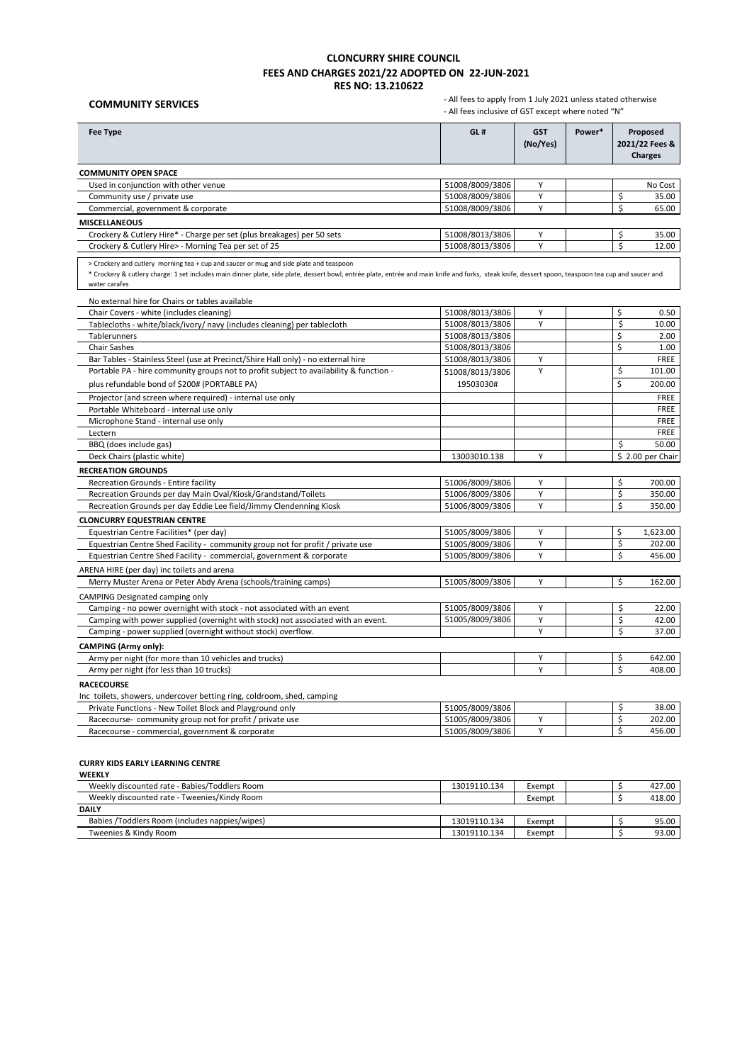# CLONCURRY SHIRE COUNCIL
## FEES AND CHARGES 2021/22 ADOPTED ON 22-JUN-2021
## RES NO: 13.210622

**COMMUNITY SERVICES**

- All fees to apply from 1 July 2021 unless stated otherwise
- All fees inclusive of GST except where noted "N"

| Fee Type | GL # | GST (No/Yes) | Power* | Proposed 2021/22 Fees & Charges |
|---|---|---|---|---|
| **COMMUNITY OPEN SPACE** | | | | |
| Used in conjunction with other venue | 51008/8009/3806 | Y | | No Cost |
| Community use / private use | 51008/8009/3806 | Y | | $ 35.00 |
| Commercial, government & corporate | 51008/8009/3806 | Y | | $ 65.00 |
| **MISCELLANEOUS** | | | | |
| Crockery & Cutlery Hire* - Charge per set (plus breakages) per 50 sets | 51008/8013/3806 | Y | | $ 35.00 |
| Crockery & Cutlery Hire> - Morning Tea per set of 25 | 51008/8013/3806 | Y | | $ 12.00 |
| > Crockery and cutlery morning tea + cup and saucer or mug and side plate and teaspoon<br>* Crockery & cutlery charge: 1 set includes main dinner plate, side plate, dessert bowl, entrée plate, entrée and main knife and forks, steak knife, dessert spoon, teaspoon tea cup and saucer and water carafes | | | | |
| No external hire for Chairs or tables available | | | | |
| Chair Covers - white (includes cleaning) | 51008/8013/3806 | Y | | $ 0.50 |
| Tablecloths - white/black/ivory/ navy (includes cleaning) per tablecloth | 51008/8013/3806 | Y | | $ 10.00 |
| Tablerunners | 51008/8013/3806 | | | $ 2.00 |
| Chair Sashes | 51008/8013/3806 | | | $ 1.00 |
| Bar Tables - Stainless Steel (use at Precinct/Shire Hall only) - no external hire | 51008/8013/3806 | Y | | FREE |
| Portable PA - hire community groups not to profit subject to availability & function - | 51008/8013/3806 | Y | | $ 101.00 |
| plus refundable bond of $200# (PORTABLE PA) | 19503030# | | | $ 200.00 |
| Projector (and screen where required) - internal use only | | | | FREE |
| Portable Whiteboard - internal use only | | | | FREE |
| Microphone Stand - internal use only | | | | FREE |
| Lectern | | | | FREE |
| BBQ (does include gas) | | | | $ 50.00 |
| Deck Chairs (plastic white) | 13003010.138 | Y | | $ 2.00 per Chair |
| **RECREATION GROUNDS** | | | | |
| Recreation Grounds - Entire facility | 51006/8009/3806 | Y | | $ 700.00 |
| Recreation Grounds per day Main Oval/Kiosk/Grandstand/Toilets | 51006/8009/3806 | Y | | $ 350.00 |
| Recreation Grounds per day Eddie Lee field/Jimmy Clendenning Kiosk | 51006/8009/3806 | Y | | $ 350.00 |
| **CLONCURRY EQUESTRIAN CENTRE** | | | | |
| Equestrian Centre Facilities* (per day) | 51005/8009/3806 | Y | | $ 1,623.00 |
| Equestrian Centre Shed Facility - community group not for profit / private use | 51005/8009/3806 | Y | | $ 202.00 |
| Equestrian Centre Shed Facility - commercial, government & corporate | 51005/8009/3806 | Y | | $ 456.00 |
| ARENA HIRE (per day) inc toilets and arena | | | | |
| Merry Muster Arena or Peter Abdy Arena (schools/training camps) | 51005/8009/3806 | Y | | $ 162.00 |
| CAMPING Designated camping only | | | | |
| Camping - no power overnight with stock - not associated with an event | 51005/8009/3806 | Y | | $ 22.00 |
| Camping with power supplied (overnight with stock) not associated with an event. | 51005/8009/3806 | Y | | $ 42.00 |
| Camping - power supplied (overnight without stock) overflow. | | Y | | $ 37.00 |
| **CAMPING (Army only):** | | | | |
| Army per night (for more than 10 vehicles and trucks) | | Y | | $ 642.00 |
| Army per night (for less than 10 trucks) | | Y | | $ 408.00 |
| **RACECOURSE** | | | | |
| Inc toilets, showers, undercover betting ring, coldroom, shed, camping | | | | |
| Private Functions - New Toilet Block and Playground only | 51005/8009/3806 | | | $ 38.00 |
| Racecourse- community group not for profit / private use | 51005/8009/3806 | Y | | $ 202.00 |
| Racecourse - commercial, government & corporate | 51005/8009/3806 | Y | | $ 456.00 |

**CURRY KIDS EARLY LEARNING CENTRE**

| Fee Type | GL # | GST (No/Yes) | Power* | Proposed 2021/22 Fees & Charges |
|---|---|---|---|---|
| **WEEKLY** | | | | |
| Weekly discounted rate - Babies/Toddlers Room | 13019110.134 | Exempt | | $ 427.00 |
| Weekly discounted rate - Tweenies/Kindy Room | | Exempt | | $ 418.00 |
| **DAILY** | | | | |
| Babies /Toddlers Room (includes nappies/wipes) | 13019110.134 | Exempt | | $ 95.00 |
| Tweenies & Kindy Room | 13019110.134 | Exempt | | $ 93.00 |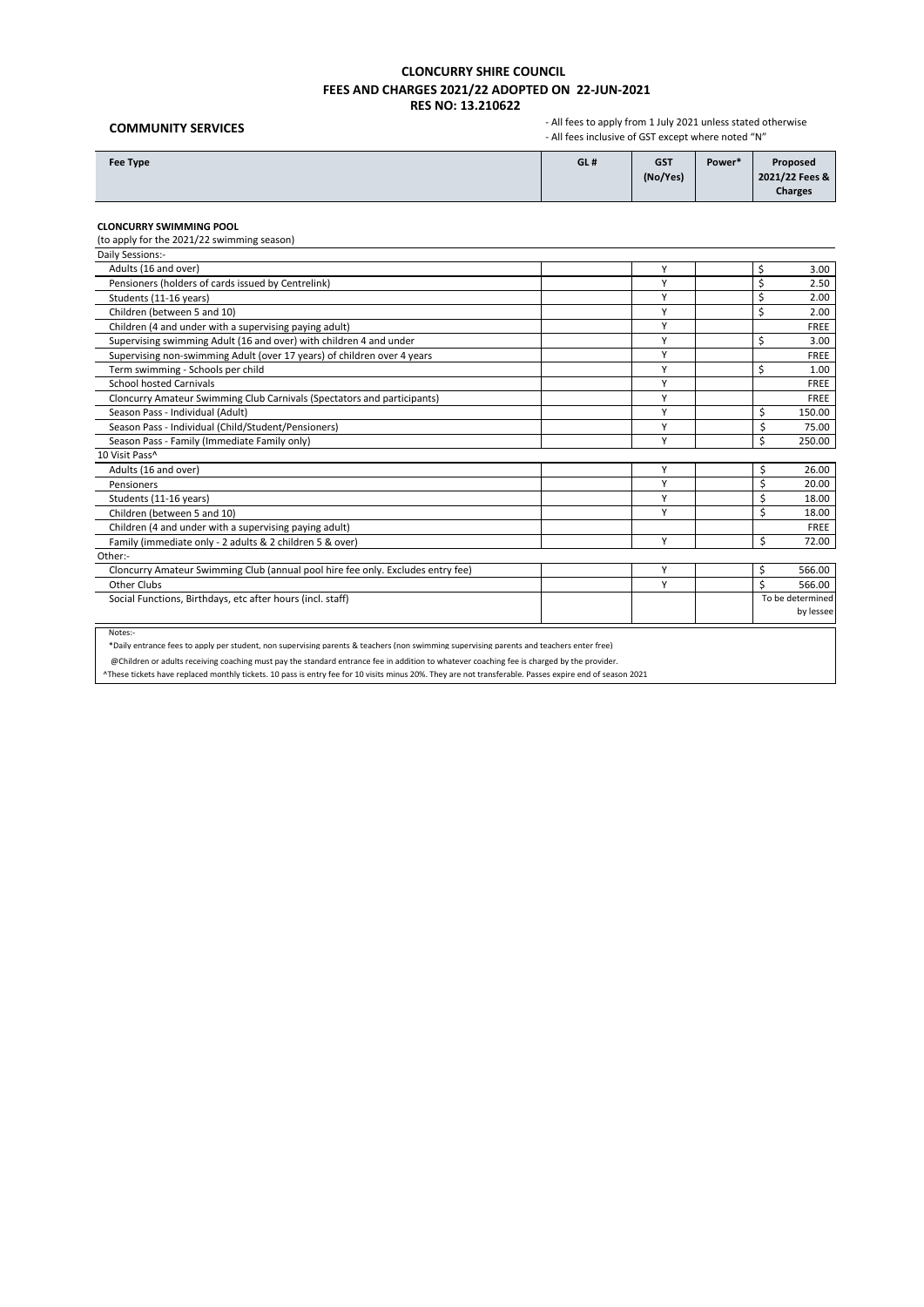# CLONCURRY SHIRE COUNCIL
## FEES AND CHARGES 2021/22 ADOPTED ON 22-JUN-2021
## RES NO: 13.210622

**COMMUNITY SERVICES**

- All fees to apply from 1 July 2021 unless stated otherwise
- All fees inclusive of GST except where noted "N"

| Fee Type | GL # | GST (No/Yes) | Power* | Proposed 2021/22 Fees & Charges |
|---|---|---|---|---|
| **CLONCURRY SWIMMING POOL** | | | | |
| (to apply for the 2021/22 swimming season) | | | | |
| Daily Sessions:- | | | | |
| Adults (16 and over) | | Y | | $ 3.00 |
| Pensioners (holders of cards issued by Centrelink) | | Y | | $ 2.50 |
| Students (11-16 years) | | Y | | $ 2.00 |
| Children (between 5 and 10) | | Y | | $ 2.00 |
| Children (4 and under with a supervising paying adult) | | Y | | FREE |
| Supervising swimming Adult (16 and over) with children 4 and under | | Y | | $ 3.00 |
| Supervising non-swimming Adult (over 17 years) of children over 4 years | | Y | | FREE |
| Term swimming - Schools per child | | Y | | $ 1.00 |
| School hosted Carnivals | | Y | | FREE |
| Cloncurry Amateur Swimming Club Carnivals (Spectators and participants) | | Y | | FREE |
| Season Pass - Individual (Adult) | | Y | | $ 150.00 |
| Season Pass - Individual (Child/Student/Pensioners) | | Y | | $ 75.00 |
| Season Pass - Family (Immediate Family only) | | Y | | $ 250.00 |
| 10 Visit Pass^ | | | | |
| Adults (16 and over) | | Y | | $ 26.00 |
| Pensioners | | Y | | $ 20.00 |
| Students (11-16 years) | | Y | | $ 18.00 |
| Children (between 5 and 10) | | Y | | $ 18.00 |
| Children (4 and under with a supervising paying adult) | | | | FREE |
| Family (immediate only - 2 adults & 2 children 5 & over) | | Y | | $ 72.00 |
| Other:- | | | | |
| Cloncurry Amateur Swimming Club (annual pool hire fee only. Excludes entry fee) | | Y | | $ 566.00 |
| Other Clubs | | Y | | $ 566.00 |
| Social Functions, Birthdays, etc after hours (incl. staff) | | | | To be determined by lessee |

Notes:-

*Daily entrance fees to apply per student, non supervising parents & teachers (non swimming supervising parents and teachers enter free)

@Children or adults receiving coaching must pay the standard entrance fee in addition to whatever coaching fee is charged by the provider.

^These tickets have replaced monthly tickets. 10 pass is entry fee for 10 visits minus 20%. They are not transferable. Passes expire end of season 2021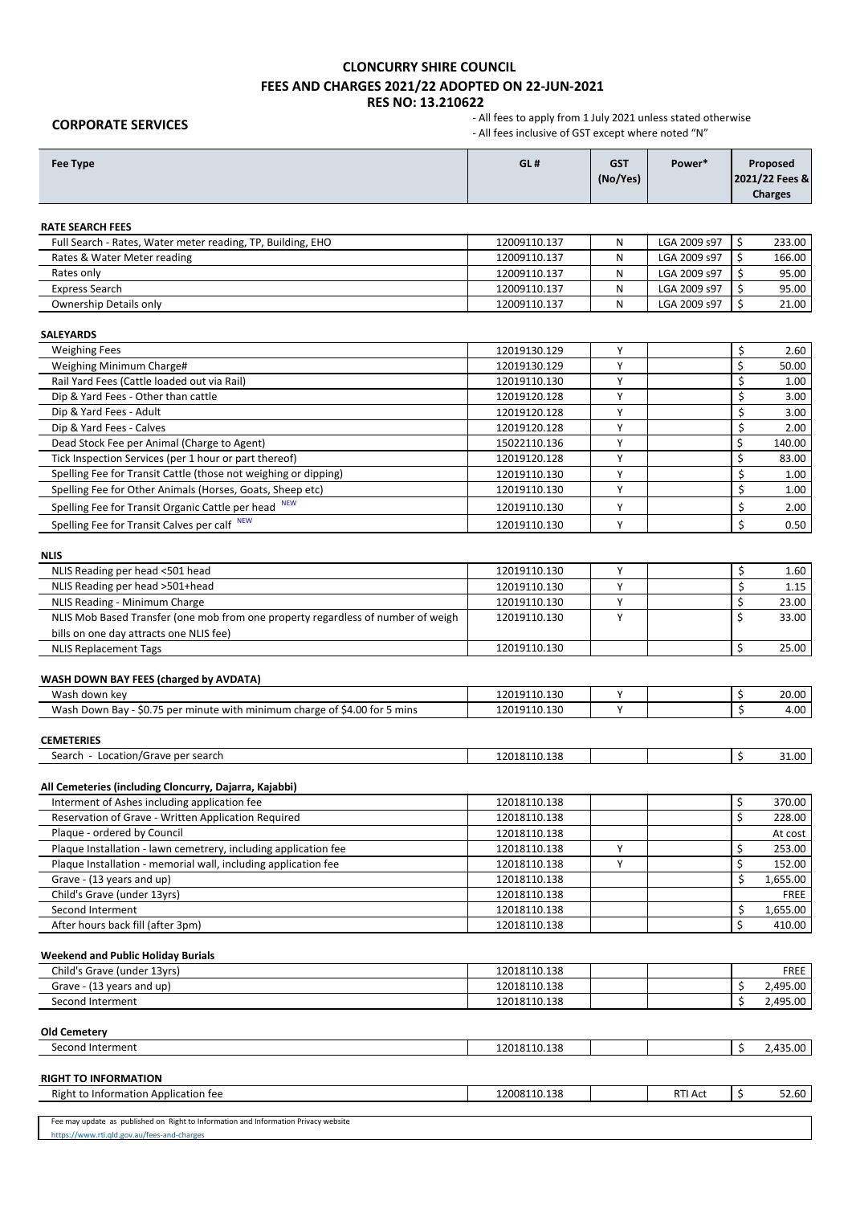# CLONCURRY SHIRE COUNCIL
## FEES AND CHARGES 2021/22 ADOPTED ON 22-JUN-2021
## RES NO: 13.210622

**CORPORATE SERVICES**

- All fees to apply from 1 July 2021 unless stated otherwise
- All fees inclusive of GST except where noted "N"

| Fee Type | GL # | GST (No/Yes) | Power* | Proposed 2021/22 Fees & Charges |
|---|---|---|---|---|
| **RATE SEARCH FEES** | | | | |
| Full Search - Rates, Water meter reading, TP, Building, EHO | 12009110.137 | N | LGA 2009 s97 | $ 233.00 |
| Rates & Water Meter reading | 12009110.137 | N | LGA 2009 s97 | $ 166.00 |
| Rates only | 12009110.137 | N | LGA 2009 s97 | $ 95.00 |
| Express Search | 12009110.137 | N | LGA 2009 s97 | $ 95.00 |
| Ownership Details only | 12009110.137 | N | LGA 2009 s97 | $ 21.00 |
| **SALEYARDS** | | | | |
| Weighing Fees | 12019130.129 | Y | | $ 2.60 |
| Weighing Minimum Charge# | 12019130.129 | Y | | $ 50.00 |
| Rail Yard Fees (Cattle loaded out via Rail) | 12019110.130 | Y | | $ 1.00 |
| Dip & Yard Fees - Other than cattle | 12019120.128 | Y | | $ 3.00 |
| Dip & Yard Fees - Adult | 12019120.128 | Y | | $ 3.00 |
| Dip & Yard Fees - Calves | 12019120.128 | Y | | $ 2.00 |
| Dead Stock Fee per Animal (Charge to Agent) | 15022110.136 | Y | | $ 140.00 |
| Tick Inspection Services (per 1 hour or part thereof) | 12019120.128 | Y | | $ 83.00 |
| Spelling Fee for Transit Cattle (those not weighing or dipping) | 12019110.130 | Y | | $ 1.00 |
| Spelling Fee for Other Animals (Horses, Goats, Sheep etc) | 12019110.130 | Y | | $ 1.00 |
| Spelling Fee for Transit Organic Cattle per head NEW | 12019110.130 | Y | | $ 2.00 |
| Spelling Fee for Transit Calves per calf NEW | 12019110.130 | Y | | $ 0.50 |
| **NLIS** | | | | |
| NLIS Reading per head <501 head | 12019110.130 | Y | | $ 1.60 |
| NLIS Reading per head >501+head | 12019110.130 | Y | | $ 1.15 |
| NLIS Reading - Minimum Charge | 12019110.130 | Y | | $ 23.00 |
| NLIS Mob Based Transfer (one mob from one property regardless of number of weigh bills on one day attracts one NLIS fee) | 12019110.130 | Y | | $ 33.00 |
| NLIS Replacement Tags | 12019110.130 | | | $ 25.00 |
| **WASH DOWN BAY FEES (charged by AVDATA)** | | | | |
| Wash down key | 12019110.130 | Y | | $ 20.00 |
| Wash Down Bay - $0.75 per minute with minimum charge of $4.00 for 5 mins | 12019110.130 | Y | | $ 4.00 |
| **CEMETERIES** | | | | |
| Search - Location/Grave per search | 12018110.138 | | | $ 31.00 |
| **All Cemeteries (including Cloncurry, Dajarra, Kajabbi)** | | | | |
| Interment of Ashes including application fee | 12018110.138 | | | $ 370.00 |
| Reservation of Grave - Written Application Required | 12018110.138 | | | $ 228.00 |
| Plaque - ordered by Council | 12018110.138 | | | At cost |
| Plaque Installation - lawn cemetrery, including application fee | 12018110.138 | Y | | $ 253.00 |
| Plaque Installation - memorial wall, including application fee | 12018110.138 | Y | | $ 152.00 |
| Grave - (13 years and up) | 12018110.138 | | | $ 1,655.00 |
| Child's Grave (under 13yrs) | 12018110.138 | | | FREE |
| Second Interment | 12018110.138 | | | $ 1,655.00 |
| After hours back fill (after 3pm) | 12018110.138 | | | $ 410.00 |
| **Weekend and Public Holiday Burials** | | | | |
| Child's Grave (under 13yrs) | 12018110.138 | | | FREE |
| Grave - (13 years and up) | 12018110.138 | | | $ 2,495.00 |
| Second Interment | 12018110.138 | | | $ 2,495.00 |
| **Old Cemetery** | | | | |
| Second Interment | 12018110.138 | | | $ 2,435.00 |
| **RIGHT TO INFORMATION** | | | | |
| Right to Information Application fee | 12008110.138 | | RTI Act | $ 52.60 |

Fee may update as published on Right to Information and Information Privacy website
https://www.rti.qld.gov.au/fees-and-charges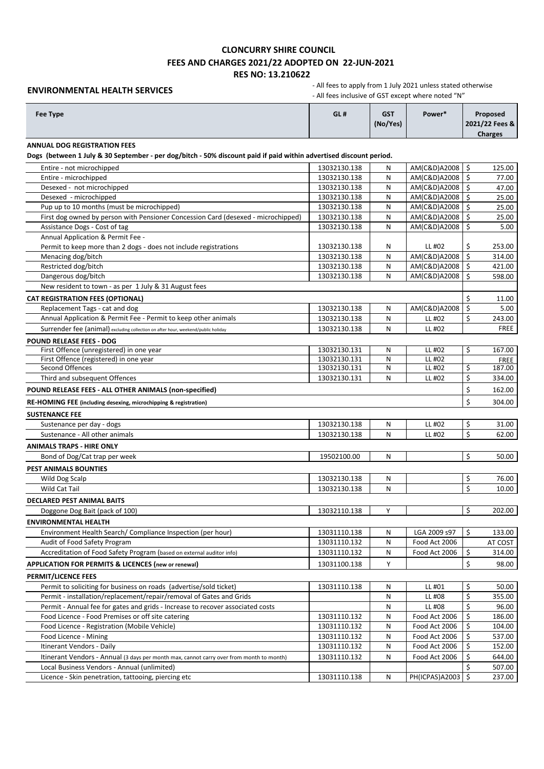# CLONCURRY SHIRE COUNCIL
## FEES AND CHARGES 2021/22 ADOPTED ON 22-JUN-2021
## RES NO: 13.210622

**ENVIRONMENTAL HEALTH SERVICES**

- All fees to apply from 1 July 2021 unless stated otherwise
- All fees inclusive of GST except where noted "N"

| Fee Type | GL # | GST (No/Yes) | Power* | Proposed 2021/22 Fees & Charges |
|---|---|---|---|---|
| **ANNUAL DOG REGISTRATION FEES** | | | | |
| **Dogs (between 1 July & 30 September - per dog/bitch - 50% discount paid if paid within advertised discount period.** | | | | |
| Entire - not microchipped | 13032130.138 | N | AM(C&D)A2008 | $ 125.00 |
| Entire - microchipped | 13032130.138 | N | AM(C&D)A2008 | $ 77.00 |
| Desexed - not microchipped | 13032130.138 | N | AM(C&D)A2008 | $ 47.00 |
| Desexed - microchipped | 13032130.138 | N | AM(C&D)A2008 | $ 25.00 |
| Pup up to 10 months (must be microchipped) | 13032130.138 | N | AM(C&D)A2008 | $ 25.00 |
| First dog owned by person with Pensioner Concession Card (desexed - microchipped) | 13032130.138 | N | AM(C&D)A2008 | $ 25.00 |
| Assistance Dogs - Cost of tag | 13032130.138 | N | AM(C&D)A2008 | $ 5.00 |
| Annual Application & Permit Fee - Permit to keep more than 2 dogs - does not include registrations | 13032130.138 | N | LL #02 | $ 253.00 |
| Menacing dog/bitch | 13032130.138 | N | AM(C&D)A2008 | $ 314.00 |
| Restricted dog/bitch | 13032130.138 | N | AM(C&D)A2008 | $ 421.00 |
| Dangerous dog/bitch | 13032130.138 | N | AM(C&D)A2008 | $ 598.00 |
| New resident to town - as per 1 July & 31 August fees | | | | |
| **CAT REGISTRATION FEES (OPTIONAL)** | | | | $ 11.00 |
| Replacement Tags - cat and dog | 13032130.138 | N | AM(C&D)A2008 | $ 5.00 |
| Annual Application & Permit Fee - Permit to keep other animals | 13032130.138 | N | LL #02 | $ 243.00 |
| Surrender fee (animal) excluding collection on after hour, weekend/public holiday | 13032130.138 | N | LL #02 | FREE |
| **POUND RELEASE FEES - DOG** | | | | |
| First Offence (unregistered) in one year | 13032130.131 | N | LL #02 | $ 167.00 |
| First Offence (registered) in one year | 13032130.131 | N | LL #02 | FREE |
| Second Offences | 13032130.131 | N | LL #02 | $ 187.00 |
| Third and subsequent Offences | 13032130.131 | N | LL #02 | $ 334.00 |
| **POUND RELEASE FEES - ALL OTHER ANIMALS (non-specified)** | | | | $ 162.00 |
| **RE-HOMING FEE (including desexing, microchipping & registration)** | | | | $ 304.00 |
| **SUSTENANCE FEE** | | | | |
| Sustenance per day - dogs | 13032130.138 | N | LL #02 | $ 31.00 |
| Sustenance - All other animals | 13032130.138 | N | LL #02 | $ 62.00 |
| **ANIMALS TRAPS - HIRE ONLY** | | | | |
| Bond of Dog/Cat trap per week | 19502100.00 | N | | $ 50.00 |
| **PEST ANIMALS BOUNTIES** | | | | |
| Wild Dog Scalp | 13032130.138 | N | | $ 76.00 |
| Wild Cat Tail | 13032130.138 | N | | $ 10.00 |
| **DECLARED PEST ANIMAL BAITS** | | | | |
| Doggone Dog Bait (pack of 100) | 13032110.138 | Y | | $ 202.00 |
| **ENVIRONMENTAL HEALTH** | | | | |
| Environment Health Search/ Compliance Inspection (per hour) | 13031110.138 | N | LGA 2009 s97 | $ 133.00 |
| Audit of Food Safety Program | 13031110.132 | N | Food Act 2006 | AT COST |
| Accreditation of Food Safety Program (based on external auditor info) | 13031110.132 | N | Food Act 2006 | $ 314.00 |
| **APPLICATION FOR PERMITS & LICENCES (new or renewal)** | 13031100.138 | Y | | $ 98.00 |
| **PERMIT/LICENCE FEES** | | | | |
| Permit to soliciting for business on roads (advertise/sold ticket) | 13031110.138 | N | LL #01 | $ 50.00 |
| Permit - installation/replacement/repair/removal of Gates and Grids | | N | LL #08 | $ 355.00 |
| Permit - Annual fee for gates and grids - Increase to recover associated costs | | N | LL #08 | $ 96.00 |
| Food Licence - Food Premises or off site catering | 13031110.132 | N | Food Act 2006 | $ 186.00 |
| Food Licence - Registration (Mobile Vehicle) | 13031110.132 | N | Food Act 2006 | $ 104.00 |
| Food Licence - Mining | 13031110.132 | N | Food Act 2006 | $ 537.00 |
| Itinerant Vendors - Daily | 13031110.132 | N | Food Act 2006 | $ 152.00 |
| Itinerant Vendors - Annual (3 days per month max, cannot carry over from month to month) | 13031110.132 | N | Food Act 2006 | $ 644.00 |
| Local Business Vendors - Annual (unlimited) | | | | $ 507.00 |
| Licence - Skin penetration, tattooing, piercing etc | 13031110.138 | N | PH(ICPAS)A2003 | $ 237.00 |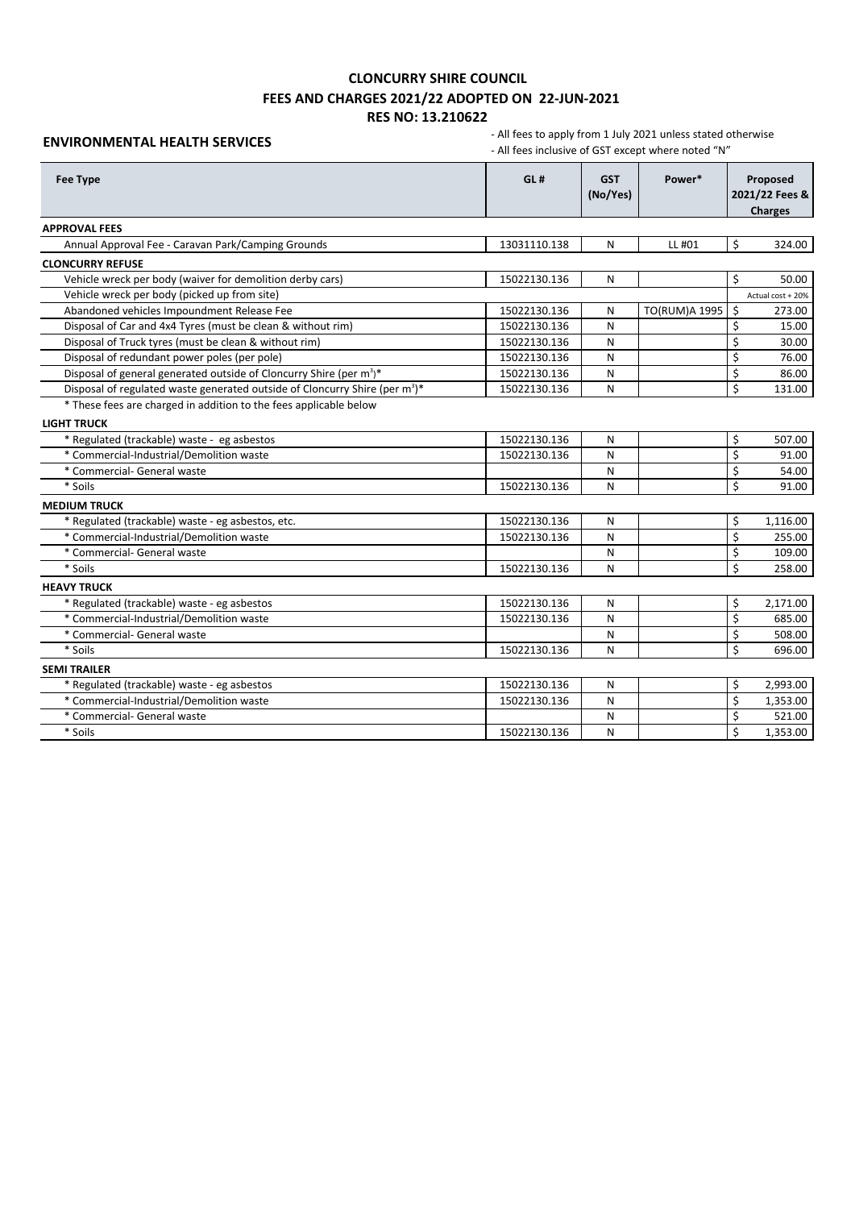# CLONCURRY SHIRE COUNCIL
## FEES AND CHARGES 2021/22 ADOPTED ON 22-JUN-2021
## RES NO: 13.210622

**ENVIRONMENTAL HEALTH SERVICES**

- All fees to apply from 1 July 2021 unless stated otherwise
- All fees inclusive of GST except where noted "N"

| Fee Type | GL # | GST (No/Yes) | Power* | Proposed 2021/22 Fees & Charges |
|---|---|---|---|---|
| **APPROVAL FEES** | | | | |
| Annual Approval Fee - Caravan Park/Camping Grounds | 13031110.138 | N | LL #01 | $ 324.00 |
| **CLONCURRY REFUSE** | | | | |
| Vehicle wreck per body (waiver for demolition derby cars) | 15022130.136 | N | | $ 50.00 |
| Vehicle wreck per body (picked up from site) | | | | Actual cost + 20% |
| Abandoned vehicles Impoundment Release Fee | 15022130.136 | N | TO(RUM)A 1995 | $ 273.00 |
| Disposal of Car and 4x4 Tyres (must be clean & without rim) | 15022130.136 | N | | $ 15.00 |
| Disposal of Truck tyres (must be clean & without rim) | 15022130.136 | N | | $ 30.00 |
| Disposal of redundant power poles (per pole) | 15022130.136 | N | | $ 76.00 |
| Disposal of general generated outside of Cloncurry Shire (per $m^3$)* | 15022130.136 | N | | $ 86.00 |
| Disposal of regulated waste generated outside of Cloncurry Shire (per $m^3$)* | 15022130.136 | N | | $ 131.00 |
| * These fees are charged in addition to the fees applicable below | | | | |
| **LIGHT TRUCK** | | | | |
| * Regulated (trackable) waste - eg asbestos | 15022130.136 | N | | $ 507.00 |
| * Commercial-Industrial/Demolition waste | 15022130.136 | N | | $ 91.00 |
| * Commercial- General waste | | N | | $ 54.00 |
| * Soils | 15022130.136 | N | | $ 91.00 |
| **MEDIUM TRUCK** | | | | |
| * Regulated (trackable) waste - eg asbestos, etc. | 15022130.136 | N | | $ 1,116.00 |
| * Commercial-Industrial/Demolition waste | 15022130.136 | N | | $ 255.00 |
| * Commercial- General waste | | N | | $ 109.00 |
| * Soils | 15022130.136 | N | | $ 258.00 |
| **HEAVY TRUCK** | | | | |
| * Regulated (trackable) waste - eg asbestos | 15022130.136 | N | | $ 2,171.00 |
| * Commercial-Industrial/Demolition waste | 15022130.136 | N | | $ 685.00 |
| * Commercial- General waste | | N | | $ 508.00 |
| * Soils | 15022130.136 | N | | $ 696.00 |
| **SEMI TRAILER** | | | | |
| * Regulated (trackable) waste - eg asbestos | 15022130.136 | N | | $ 2,993.00 |
| * Commercial-Industrial/Demolition waste | 15022130.136 | N | | $ 1,353.00 |
| * Commercial- General waste | | N | | $ 521.00 |
| * Soils | 15022130.136 | N | | $ 1,353.00 |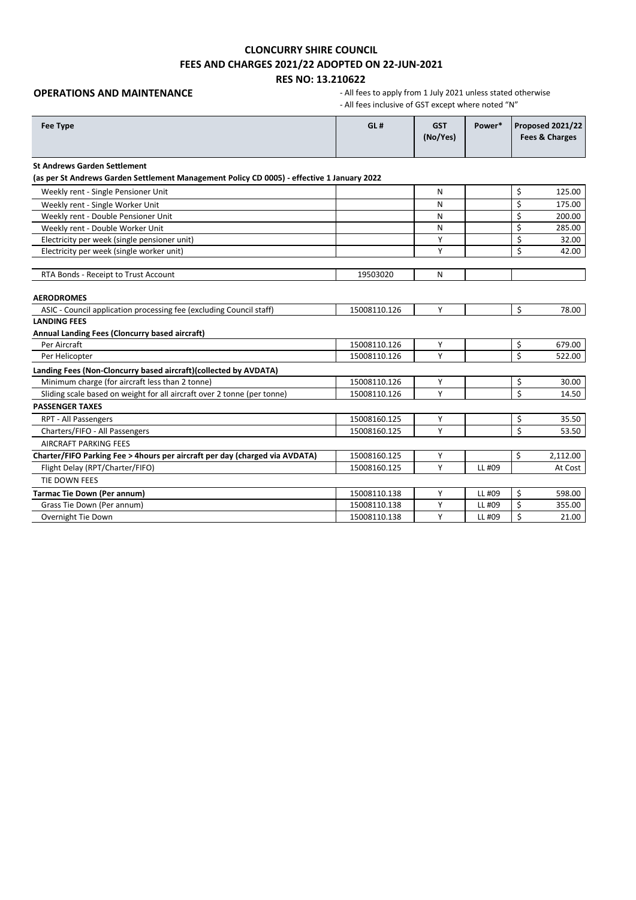# CLONCURRY SHIRE COUNCIL
## FEES AND CHARGES 2021/22 ADOPTED ON 22-JUN-2021
## RES NO: 13.210622

**OPERATIONS AND MAINTENANCE**

- All fees to apply from 1 July 2021 unless stated otherwise
- All fees inclusive of GST except where noted "N"

| Fee Type | GL # | GST (No/Yes) | Power* | Proposed 2021/22 Fees & Charges |
|---|---|---|---|---|
| **St Andrews Garden Settlement** | | | | |
| **(as per St Andrews Garden Settlement Management Policy CD 0005) - effective 1 January 2022** | | | | |
| Weekly rent - Single Pensioner Unit | | N | | $ 125.00 |
| Weekly rent - Single Worker Unit | | N | | $ 175.00 |
| Weekly rent - Double Pensioner Unit | | N | | $ 200.00 |
| Weekly rent - Double Worker Unit | | N | | $ 285.00 |
| Electricity per week (single pensioner unit) | | Y | | $ 32.00 |
| Electricity per week (single worker unit) | | Y | | $ 42.00 |
| RTA Bonds - Receipt to Trust Account | 19503020 | N | | |
| **AERODROMES** | | | | |
| ASIC - Council application processing fee (excluding Council staff) | 15008110.126 | Y | | $ 78.00 |
| **LANDING FEES** | | | | |
| **Annual Landing Fees (Cloncurry based aircraft)** | | | | |
| Per Aircraft | 15008110.126 | Y | | $ 679.00 |
| Per Helicopter | 15008110.126 | Y | | $ 522.00 |
| **Landing Fees (Non-Cloncurry based aircraft)(collected by AVDATA)** | | | | |
| Minimum charge (for aircraft less than 2 tonne) | 15008110.126 | Y | | $ 30.00 |
| Sliding scale based on weight for all aircraft over 2 tonne (per tonne) | 15008110.126 | Y | | $ 14.50 |
| **PASSENGER TAXES** | | | | |
| RPT - All Passengers | 15008160.125 | Y | | $ 35.50 |
| Charters/FIFO - All Passengers | 15008160.125 | Y | | $ 53.50 |
| AIRCRAFT PARKING FEES | | | | |
| **Charter/FIFO Parking Fee > 4hours per aircraft per day (charged via AVDATA)** | 15008160.125 | Y | | $ 2,112.00 |
| Flight Delay (RPT/Charter/FIFO) | 15008160.125 | Y | LL #09 | At Cost |
| TIE DOWN FEES | | | | |
| **Tarmac Tie Down (Per annum)** | 15008110.138 | Y | LL #09 | $ 598.00 |
| Grass Tie Down (Per annum) | 15008110.138 | Y | LL #09 | $ 355.00 |
| Overnight Tie Down | 15008110.138 | Y | LL #09 | $ 21.00 |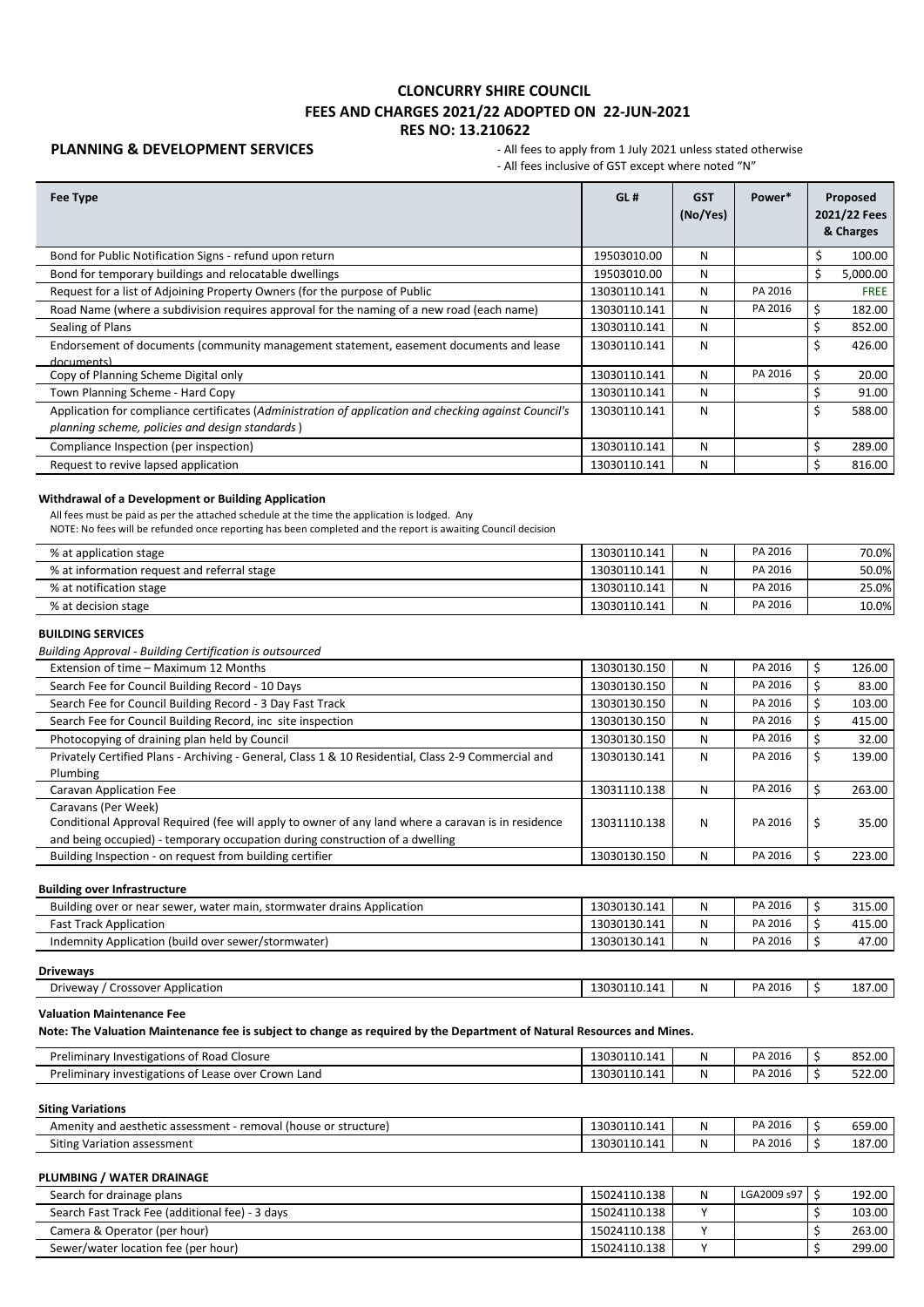## CLONCURRY SHIRE COUNCIL
## FEES AND CHARGES 2021/22 ADOPTED ON 22-JUN-2021
## RES NO: 13.210622

**PLANNING & DEVELOPMENT SERVICES**

- All fees to apply from 1 July 2021 unless stated otherwise
- All fees inclusive of GST except where noted "N"

| Fee Type | GL # | GST (No/Yes) | Power* | Proposed 2021/22 Fees & Charges |
|---|---|---|---|---|
| Bond for Public Notification Signs - refund upon return | 19503010.00 | N | | $ 100.00 |
| Bond for temporary buildings and relocatable dwellings | 19503010.00 | N | | $ 5,000.00 |
| Request for a list of Adjoining Property Owners (for the purpose of Public | 13030110.141 | N | PA 2016 | FREE |
| Road Name (where a subdivision requires approval for the naming of a new road (each name) | 13030110.141 | N | PA 2016 | $ 182.00 |
| Sealing of Plans | 13030110.141 | N | | $ 852.00 |
| Endorsement of documents (community management statement, easement documents and lease documents) | 13030110.141 | N | | $ 426.00 |
| Copy of Planning Scheme Digital only | 13030110.141 | N | PA 2016 | $ 20.00 |
| Town Planning Scheme - Hard Copy | 13030110.141 | N | | $ 91.00 |
| Application for compliance certificates (*Administration of application and checking against Council's planning scheme, policies and design standards*) | 13030110.141 | N | | $ 588.00 |
| Compliance Inspection (per inspection) | 13030110.141 | N | | $ 289.00 |
| Request to revive lapsed application | 13030110.141 | N | | $ 816.00 |

**Withdrawal of a Development or Building Application**

All fees must be paid as per the attached schedule at the time the application is lodged. Any

NOTE: No fees will be refunded once reporting has been completed and the report is awaiting Council decision

| Fee Type | GL # | GST (No/Yes) | Power* | Proposed 2021/22 Fees & Charges |
|---|---|---|---|---|
| % at application stage | 13030110.141 | N | PA 2016 | 70.0% |
| % at information request and referral stage | 13030110.141 | N | PA 2016 | 50.0% |
| % at notification stage | 13030110.141 | N | PA 2016 | 25.0% |
| % at decision stage | 13030110.141 | N | PA 2016 | 10.0% |

**BUILDING SERVICES**

*Building Approval - Building Certification is outsourced*

| Fee Type | GL # | GST (No/Yes) | Power* | Proposed 2021/22 Fees & Charges |
|---|---|---|---|---|
| Extension of time – Maximum 12 Months | 13030130.150 | N | PA 2016 | $ 126.00 |
| Search Fee for Council Building Record - 10 Days | 13030130.150 | N | PA 2016 | $ 83.00 |
| Search Fee for Council Building Record - 3 Day Fast Track | 13030130.150 | N | PA 2016 | $ 103.00 |
| Search Fee for Council Building Record, inc site inspection | 13030130.150 | N | PA 2016 | $ 415.00 |
| Photocopying of draining plan held by Council | 13030130.150 | N | PA 2016 | $ 32.00 |
| Privately Certified Plans - Archiving - General, Class 1 & 10 Residential, Class 2-9 Commercial and Plumbing | 13030130.141 | N | PA 2016 | $ 139.00 |
| Caravan Application Fee | 13031110.138 | N | PA 2016 | $ 263.00 |
| Caravans (Per Week) Conditional Approval Required (fee will apply to owner of any land where a caravan is in residence and being occupied) - temporary occupation during construction of a dwelling | 13031110.138 | N | PA 2016 | $ 35.00 |
| Building Inspection - on request from building certifier | 13030130.150 | N | PA 2016 | $ 223.00 |

**Building over Infrastructure**

| Fee Type | GL # | GST (No/Yes) | Power* | Proposed 2021/22 Fees & Charges |
|---|---|---|---|---|
| Building over or near sewer, water main, stormwater drains Application | 13030130.141 | N | PA 2016 | $ 315.00 |
| Fast Track Application | 13030130.141 | N | PA 2016 | $ 415.00 |
| Indemnity Application (build over sewer/stormwater) | 13030130.141 | N | PA 2016 | $ 47.00 |

**Driveways**

| Fee Type | GL # | GST (No/Yes) | Power* | Proposed 2021/22 Fees & Charges |
|---|---|---|---|---|
| Driveway / Crossover Application | 13030110.141 | N | PA 2016 | $ 187.00 |

**Valuation Maintenance Fee**

**Note: The Valuation Maintenance fee is subject to change as required by the Department of Natural Resources and Mines.**

| Fee Type | GL # | GST (No/Yes) | Power* | Proposed 2021/22 Fees & Charges |
|---|---|---|---|---|
| Preliminary Investigations of Road Closure | 13030110.141 | N | PA 2016 | $ 852.00 |
| Preliminary investigations of Lease over Crown Land | 13030110.141 | N | PA 2016 | $ 522.00 |

**Siting Variations**

| Fee Type | GL # | GST (No/Yes) | Power* | Proposed 2021/22 Fees & Charges |
|---|---|---|---|---|
| Amenity and aesthetic assessment - removal (house or structure) | 13030110.141 | N | PA 2016 | $ 659.00 |
| Siting Variation assessment | 13030110.141 | N | PA 2016 | $ 187.00 |

**PLUMBING / WATER DRAINAGE**

| Fee Type | GL # | GST (No/Yes) | Power* | Proposed 2021/22 Fees & Charges |
|---|---|---|---|---|
| Search for drainage plans | 15024110.138 | N | LGA2009 s97 | $ 192.00 |
| Search Fast Track Fee (additional fee) - 3 days | 15024110.138 | Y | | $ 103.00 |
| Camera & Operator (per hour) | 15024110.138 | Y | | $ 263.00 |
| Sewer/water location fee (per hour) | 15024110.138 | Y | | $ 299.00 |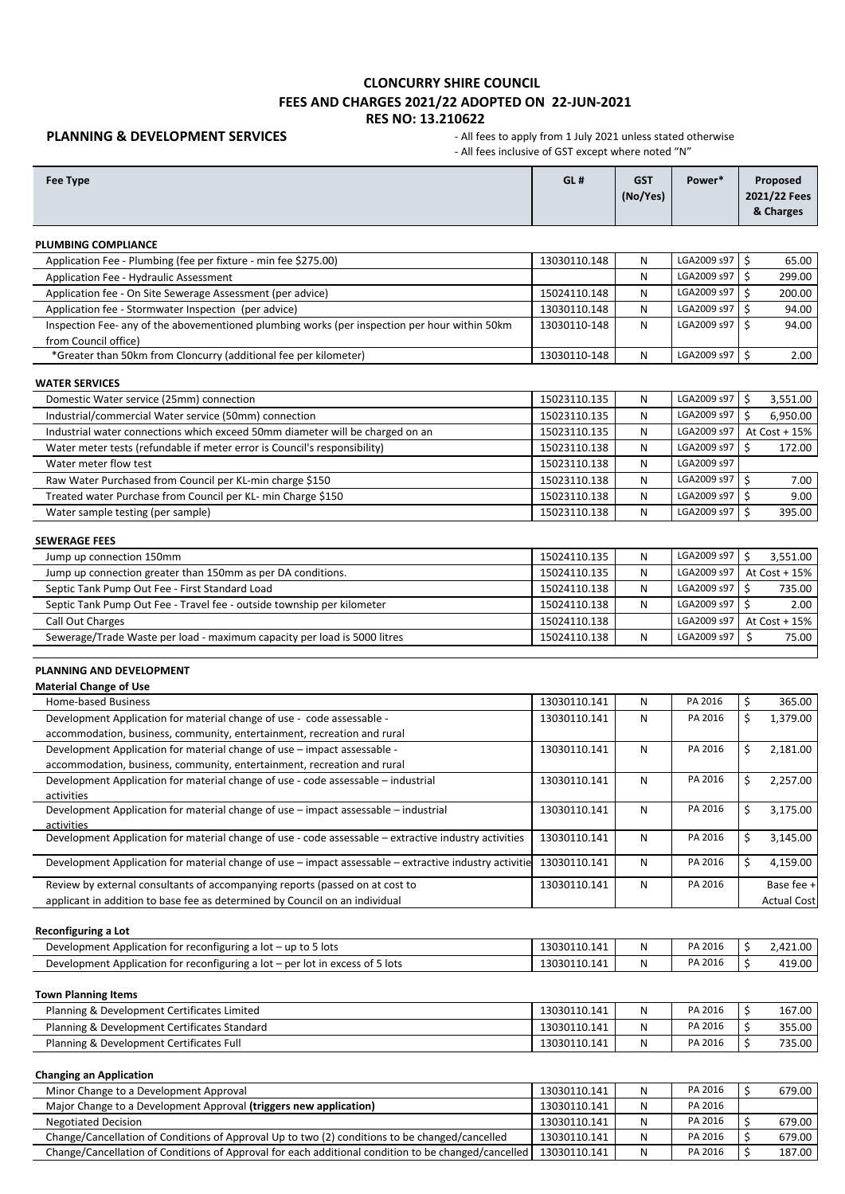# CLONCURRY SHIRE COUNCIL
## FEES AND CHARGES 2021/22 ADOPTED ON 22-JUN-2021
## RES NO: 13.210622

**PLANNING & DEVELOPMENT SERVICES**

- All fees to apply from 1 July 2021 unless stated otherwise
- All fees inclusive of GST except where noted "N"

| Fee Type | GL # | GST (No/Yes) | Power* | Proposed 2021/22 Fees & Charges |
|---|---|---|---|---|
| **PLUMBING COMPLIANCE** | | | | |
| Application Fee - Plumbing (fee per fixture - min fee $275.00) | 13030110.148 | N | LGA2009 s97 | $ 65.00 |
| Application Fee - Hydraulic Assessment | | N | LGA2009 s97 | $ 299.00 |
| Application fee - On Site Sewerage Assessment (per advice) | 15024110.148 | N | LGA2009 s97 | $ 200.00 |
| Application fee - Stormwater Inspection (per advice) | 13030110.148 | N | LGA2009 s97 | $ 94.00 |
| Inspection Fee- any of the abovementioned plumbing works (per inspection per hour within 50km from Council office) | 13030110-148 | N | LGA2009 s97 | $ 94.00 |
| *Greater than 50km from Cloncurry (additional fee per kilometer) | 13030110-148 | N | LGA2009 s97 | $ 2.00 |
| **WATER SERVICES** | | | | |
| Domestic Water service (25mm) connection | 15023110.135 | N | LGA2009 s97 | $ 3,551.00 |
| Industrial/commercial Water service (50mm) connection | 15023110.135 | N | LGA2009 s97 | $ 6,950.00 |
| Industrial water connections which exceed 50mm diameter will be charged on an | 15023110.135 | N | LGA2009 s97 | At Cost + 15% |
| Water meter tests (refundable if meter error is Council's responsibility) | 15023110.138 | N | LGA2009 s97 | $ 172.00 |
| Water meter flow test | 15023110.138 | N | LGA2009 s97 | |
| Raw Water Purchased from Council per KL-min charge $150 | 15023110.138 | N | LGA2009 s97 | $ 7.00 |
| Treated water Purchase from Council per KL- min Charge $150 | 15023110.138 | N | LGA2009 s97 | $ 9.00 |
| Water sample testing (per sample) | 15023110.138 | N | LGA2009 s97 | $ 395.00 |
| **SEWERAGE FEES** | | | | |
| Jump up connection 150mm | 15024110.135 | N | LGA2009 s97 | $ 3,551.00 |
| Jump up connection greater than 150mm as per DA conditions. | 15024110.135 | N | LGA2009 s97 | At Cost + 15% |
| Septic Tank Pump Out Fee - First Standard Load | 15024110.138 | N | LGA2009 s97 | $ 735.00 |
| Septic Tank Pump Out Fee - Travel fee - outside township per kilometer | 15024110.138 | N | LGA2009 s97 | $ 2.00 |
| Call Out Charges | 15024110.138 | | LGA2009 s97 | At Cost + 15% |
| Sewerage/Trade Waste per load - maximum capacity per load is 5000 litres | 15024110.138 | N | LGA2009 s97 | $ 75.00 |
| **PLANNING AND DEVELOPMENT** | | | | |
| **Material Change of Use** | | | | |
| Home-based Business | 13030110.141 | N | PA 2016 | $ 365.00 |
| Development Application for material change of use - code assessable - accommodation, business, community, entertainment, recreation and rural | 13030110.141 | N | PA 2016 | $ 1,379.00 |
| Development Application for material change of use – impact assessable - accommodation, business, community, entertainment, recreation and rural | 13030110.141 | N | PA 2016 | $ 2,181.00 |
| Development Application for material change of use - code assessable – industrial activities | 13030110.141 | N | PA 2016 | $ 2,257.00 |
| Development Application for material change of use – impact assessable – industrial activities | 13030110.141 | N | PA 2016 | $ 3,175.00 |
| Development Application for material change of use - code assessable – extractive industry activities | 13030110.141 | N | PA 2016 | $ 3,145.00 |
| Development Application for material change of use – impact assessable – extractive industry activitie | 13030110.141 | N | PA 2016 | $ 4,159.00 |
| Review by external consultants of accompanying reports (passed on at cost to applicant in addition to base fee as determined by Council on an individual | 13030110.141 | N | PA 2016 | Base fee + Actual Cost |
| **Reconfiguring a Lot** | | | | |
| Development Application for reconfiguring a lot – up to 5 lots | 13030110.141 | N | PA 2016 | $ 2,421.00 |
| Development Application for reconfiguring a lot – per lot in excess of 5 lots | 13030110.141 | N | PA 2016 | $ 419.00 |
| **Town Planning Items** | | | | |
| Planning & Development Certificates Limited | 13030110.141 | N | PA 2016 | $ 167.00 |
| Planning & Development Certificates Standard | 13030110.141 | N | PA 2016 | $ 355.00 |
| Planning & Development Certificates Full | 13030110.141 | N | PA 2016 | $ 735.00 |
| **Changing an Application** | | | | |
| Minor Change to a Development Approval | 13030110.141 | N | PA 2016 | $ 679.00 |
| Major Change to a Development Approval **(triggers new application)** | 13030110.141 | N | PA 2016 | |
| Negotiated Decision | 13030110.141 | N | PA 2016 | $ 679.00 |
| Change/Cancellation of Conditions of Approval Up to two (2) conditions to be changed/cancelled | 13030110.141 | N | PA 2016 | $ 679.00 |
| Change/Cancellation of Conditions of Approval for each additional condition to be changed/cancelled | 13030110.141 | N | PA 2016 | $ 187.00 |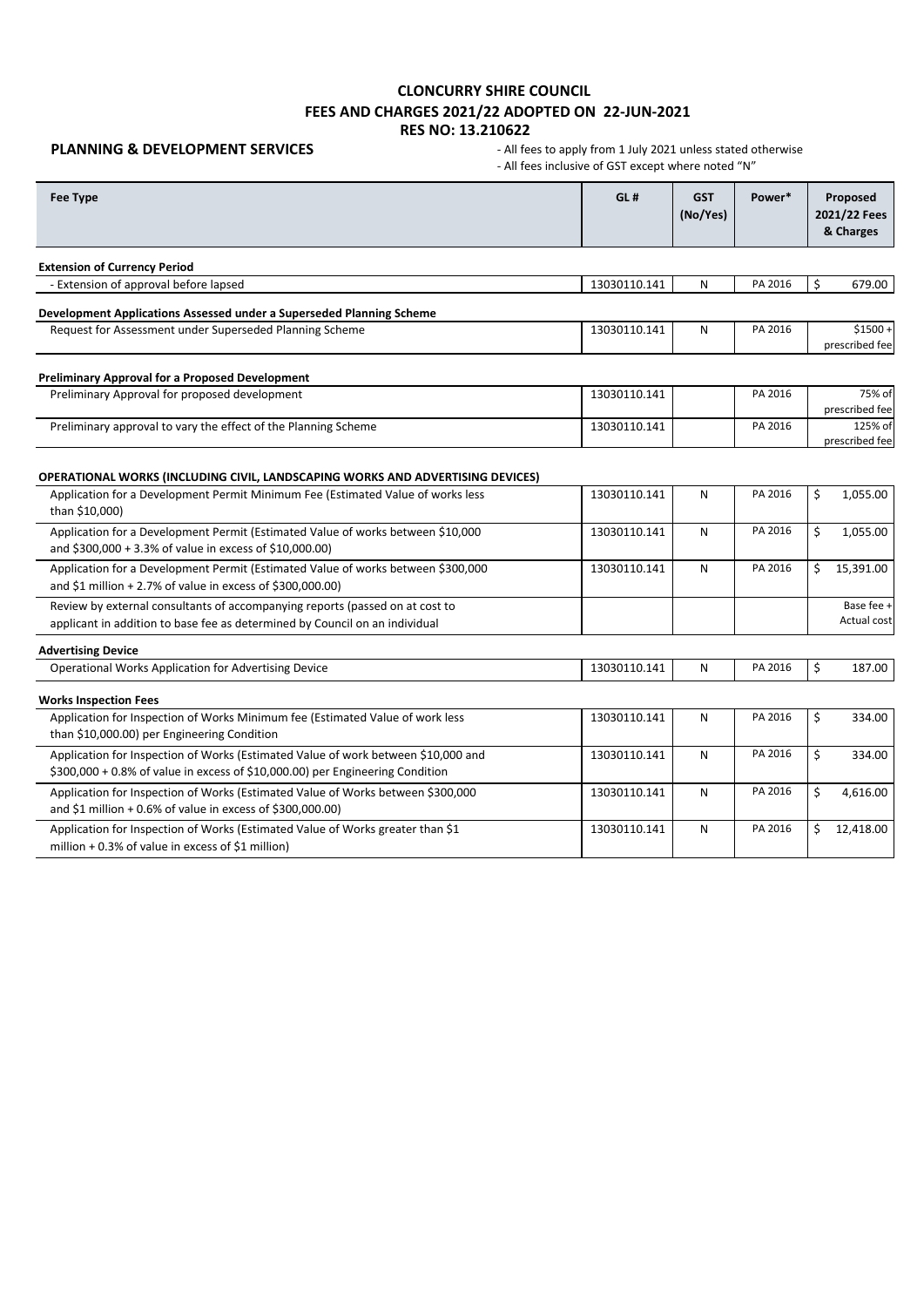# CLONCURRY SHIRE COUNCIL
## FEES AND CHARGES 2021/22 ADOPTED ON 22-JUN-2021
## RES NO: 13.210622

**PLANNING & DEVELOPMENT SERVICES**

- All fees to apply from 1 July 2021 unless stated otherwise
- All fees inclusive of GST except where noted "N"

| Fee Type | GL # | GST (No/Yes) | Power* | Proposed 2021/22 Fees & Charges |
|---|---|---|---|---|
| **Extension of Currency Period** | | | | |
| - Extension of approval before lapsed | 13030110.141 | N | PA 2016 | $ 679.00 |
| **Development Applications Assessed under a Superseded Planning Scheme** | | | | |
| Request for Assessment under Superseded Planning Scheme | 13030110.141 | N | PA 2016 | $1500 + prescribed fee |
| **Preliminary Approval for a Proposed Development** | | | | |
| Preliminary Approval for proposed development | 13030110.141 | | PA 2016 | 75% of prescribed fee |
| Preliminary approval to vary the effect of the Planning Scheme | 13030110.141 | | PA 2016 | 125% of prescribed fee |
| **OPERATIONAL WORKS (INCLUDING CIVIL, LANDSCAPING WORKS AND ADVERTISING DEVICES)** | | | | |
| Application for a Development Permit Minimum Fee (Estimated Value of works less than $10,000) | 13030110.141 | N | PA 2016 | $ 1,055.00 |
| Application for a Development Permit (Estimated Value of works between $10,000 and $300,000 + 3.3% of value in excess of $10,000.00) | 13030110.141 | N | PA 2016 | $ 1,055.00 |
| Application for a Development Permit (Estimated Value of works between $300,000 and $1 million + 2.7% of value in excess of $300,000.00) | 13030110.141 | N | PA 2016 | $ 15,391.00 |
| Review by external consultants of accompanying reports (passed on at cost to applicant in addition to base fee as determined by Council on an individual | | | | Base fee + Actual cost |
| **Advertising Device** | | | | |
| Operational Works Application for Advertising Device | 13030110.141 | N | PA 2016 | $ 187.00 |
| **Works Inspection Fees** | | | | |
| Application for Inspection of Works Minimum fee (Estimated Value of work less than $10,000.00) per Engineering Condition | 13030110.141 | N | PA 2016 | $ 334.00 |
| Application for Inspection of Works (Estimated Value of work between $10,000 and $300,000 + 0.8% of value in excess of $10,000.00) per Engineering Condition | 13030110.141 | N | PA 2016 | $ 334.00 |
| Application for Inspection of Works (Estimated Value of Works between $300,000 and $1 million + 0.6% of value in excess of $300,000.00) | 13030110.141 | N | PA 2016 | $ 4,616.00 |
| Application for Inspection of Works (Estimated Value of Works greater than $1 million + 0.3% of value in excess of $1 million) | 13030110.141 | N | PA 2016 | $ 12,418.00 |